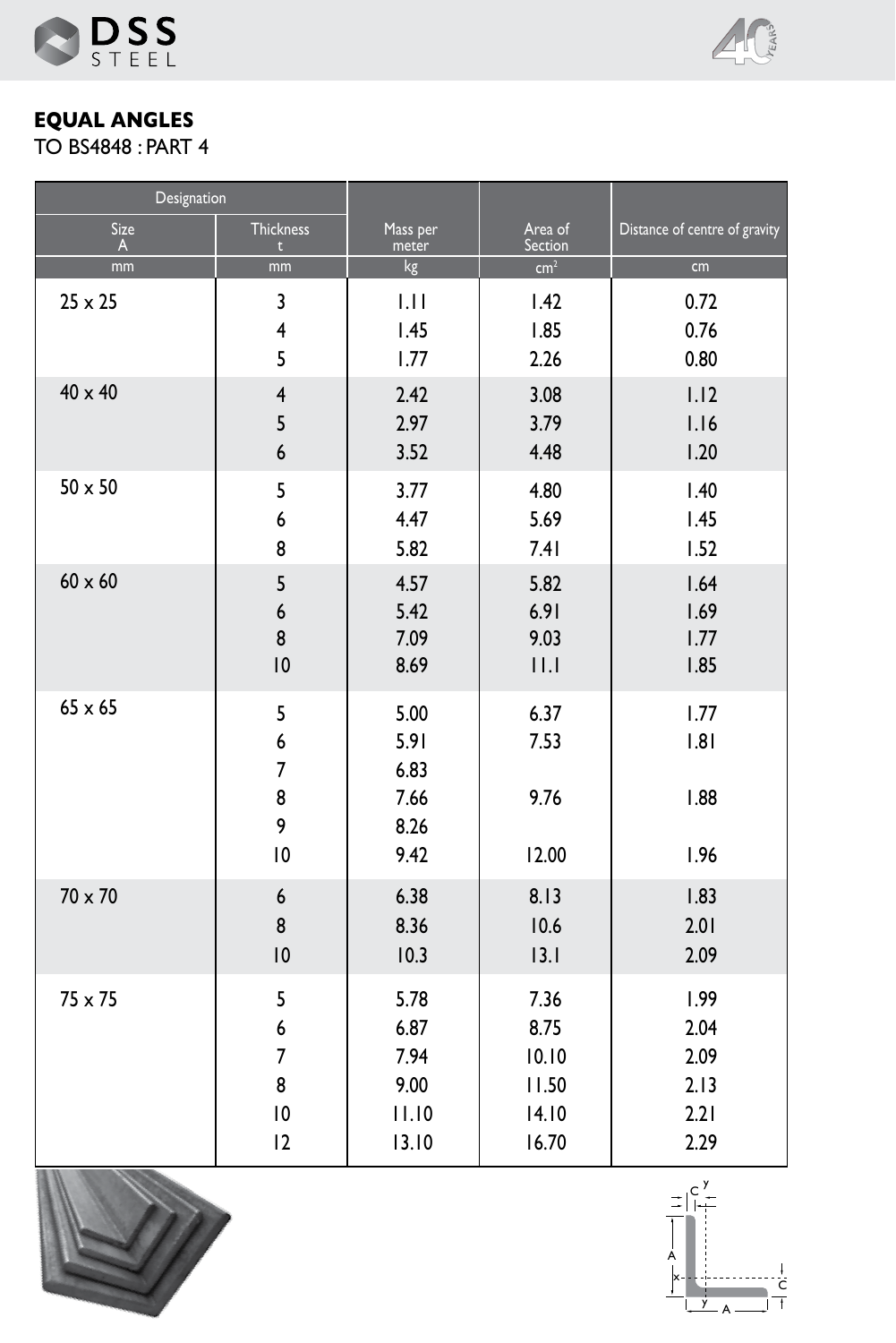# EQUAL ANGLES

TO BS4848 : PART 4

| Designation | | Mass per meter | Area of Section | Distance of centre of gravity |
|---|---|---|---|---|
| Size A | Thickness t | | | |
| mm | mm | kg | cm² | cm |
| 25 x 25 | 3 | 1.11 | 1.42 | 0.72 |
| | 4 | 1.45 | 1.85 | 0.76 |
| | 5 | 1.77 | 2.26 | 0.80 |
| 40 x 40 | 4 | 2.42 | 3.08 | 1.12 |
| | 5 | 2.97 | 3.79 | 1.16 |
| | 6 | 3.52 | 4.48 | 1.20 |
| 50 x 50 | 5 | 3.77 | 4.80 | 1.40 |
| | 6 | 4.47 | 5.69 | 1.45 |
| | 8 | 5.82 | 7.41 | 1.52 |
| 60 x 60 | 5 | 4.57 | 5.82 | 1.64 |
| | 6 | 5.42 | 6.91 | 1.69 |
| | 8 | 7.09 | 9.03 | 1.77 |
| | 10 | 8.69 | 11.1 | 1.85 |
| 65 x 65 | 5 | 5.00 | 6.37 | 1.77 |
| | 6 | 5.91 | 7.53 | 1.81 |
| | 7 | 6.83 | | |
| | 8 | 7.66 | 9.76 | 1.88 |
| | 9 | 8.26 | | |
| | 10 | 9.42 | 12.00 | 1.96 |
| 70 x 70 | 6 | 6.38 | 8.13 | 1.83 |
| | 8 | 8.36 | 10.6 | 2.01 |
| | 10 | 10.3 | 13.1 | 2.09 |
| 75 x 75 | 5 | 5.78 | 7.36 | 1.99 |
| | 6 | 6.87 | 8.75 | 2.04 |
| | 7 | 7.94 | 10.10 | 2.09 |
| | 8 | 9.00 | 11.50 | 2.13 |
| | 10 | 11.10 | 14.10 | 2.21 |
| | 12 | 13.10 | 16.70 | 2.29 |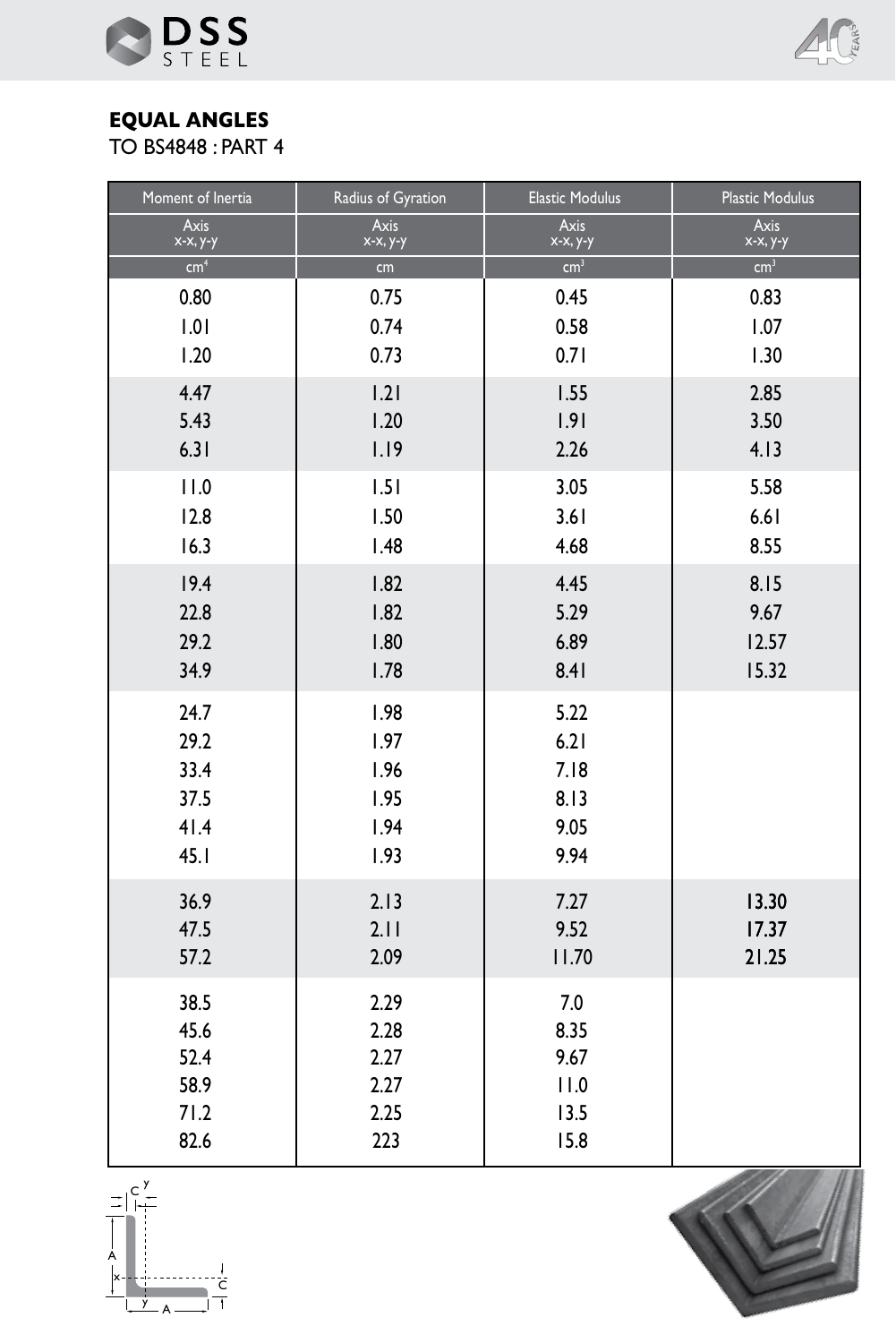## EQUAL ANGLES

TO BS4848 : PART 4

| Moment of Inertia | Radius of Gyration | Elastic Modulus | Plastic Modulus |
|---|---|---|---|
| Axis x-x, y-y | Axis x-x, y-y | Axis x-x, y-y | Axis x-x, y-y |
| $cm^4$ | cm | $cm^3$ | $cm^3$ |
| 0.80 | 0.75 | 0.45 | 0.83 |
| 1.01 | 0.74 | 0.58 | 1.07 |
| 1.20 | 0.73 | 0.71 | 1.30 |
| 4.47 | 1.21 | 1.55 | 2.85 |
| 5.43 | 1.20 | 1.91 | 3.50 |
| 6.31 | 1.19 | 2.26 | 4.13 |
| 11.0 | 1.51 | 3.05 | 5.58 |
| 12.8 | 1.50 | 3.61 | 6.61 |
| 16.3 | 1.48 | 4.68 | 8.55 |
| 19.4 | 1.82 | 4.45 | 8.15 |
| 22.8 | 1.82 | 5.29 | 9.67 |
| 29.2 | 1.80 | 6.89 | 12.57 |
| 34.9 | 1.78 | 8.41 | 15.32 |
| 24.7 | 1.98 | 5.22 | |
| 29.2 | 1.97 | 6.21 | |
| 33.4 | 1.96 | 7.18 | |
| 37.5 | 1.95 | 8.13 | |
| 41.4 | 1.94 | 9.05 | |
| 45.1 | 1.93 | 9.94 | |
| 36.9 | 2.13 | 7.27 | 13.30 |
| 47.5 | 2.11 | 9.52 | 17.37 |
| 57.2 | 2.09 | 11.70 | 21.25 |
| 38.5 | 2.29 | 7.0 | |
| 45.6 | 2.28 | 8.35 | |
| 52.4 | 2.27 | 9.67 | |
| 58.9 | 2.27 | 11.0 | |
| 71.2 | 2.25 | 13.5 | |
| 82.6 | 223 | 15.8 | |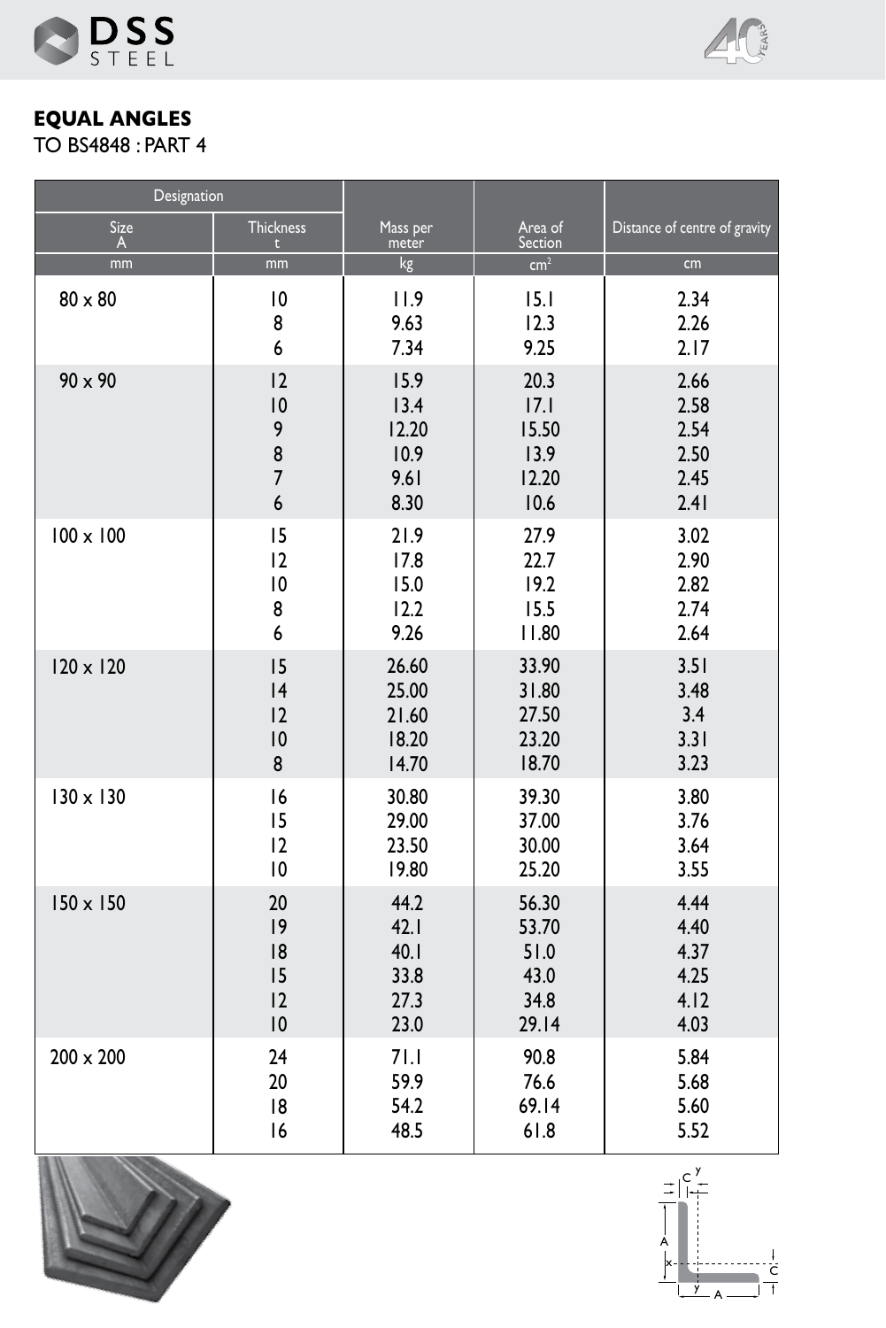## EQUAL ANGLES

TO BS4848 : PART 4

| Designation | | Mass per meter | Area of Section | Distance of centre of gravity |
|---|---|---|---|---|
| Size A | Thickness t | | | |
| mm | mm | kg | $cm^2$ | cm |
| 80 x 80 | 10 | 11.9 | 15.1 | 2.34 |
| | 8 | 9.63 | 12.3 | 2.26 |
| | 6 | 7.34 | 9.25 | 2.17 |
| 90 x 90 | 12 | 15.9 | 20.3 | 2.66 |
| | 10 | 13.4 | 17.1 | 2.58 |
| | 9 | 12.20 | 15.50 | 2.54 |
| | 8 | 10.9 | 13.9 | 2.50 |
| | 7 | 9.61 | 12.20 | 2.45 |
| | 6 | 8.30 | 10.6 | 2.41 |
| 100 x 100 | 15 | 21.9 | 27.9 | 3.02 |
| | 12 | 17.8 | 22.7 | 2.90 |
| | 10 | 15.0 | 19.2 | 2.82 |
| | 8 | 12.2 | 15.5 | 2.74 |
| | 6 | 9.26 | 11.80 | 2.64 |
| 120 x 120 | 15 | 26.60 | 33.90 | 3.51 |
| | 14 | 25.00 | 31.80 | 3.48 |
| | 12 | 21.60 | 27.50 | 3.4 |
| | 10 | 18.20 | 23.20 | 3.31 |
| | 8 | 14.70 | 18.70 | 3.23 |
| 130 x 130 | 16 | 30.80 | 39.30 | 3.80 |
| | 15 | 29.00 | 37.00 | 3.76 |
| | 12 | 23.50 | 30.00 | 3.64 |
| | 10 | 19.80 | 25.20 | 3.55 |
| 150 x 150 | 20 | 44.2 | 56.30 | 4.44 |
| | 19 | 42.1 | 53.70 | 4.40 |
| | 18 | 40.1 | 51.0 | 4.37 |
| | 15 | 33.8 | 43.0 | 4.25 |
| | 12 | 27.3 | 34.8 | 4.12 |
| | 10 | 23.0 | 29.14 | 4.03 |
| 200 x 200 | 24 | 71.1 | 90.8 | 5.84 |
| | 20 | 59.9 | 76.6 | 5.68 |
| | 18 | 54.2 | 69.14 | 5.60 |
| | 16 | 48.5 | 61.8 | 5.52 |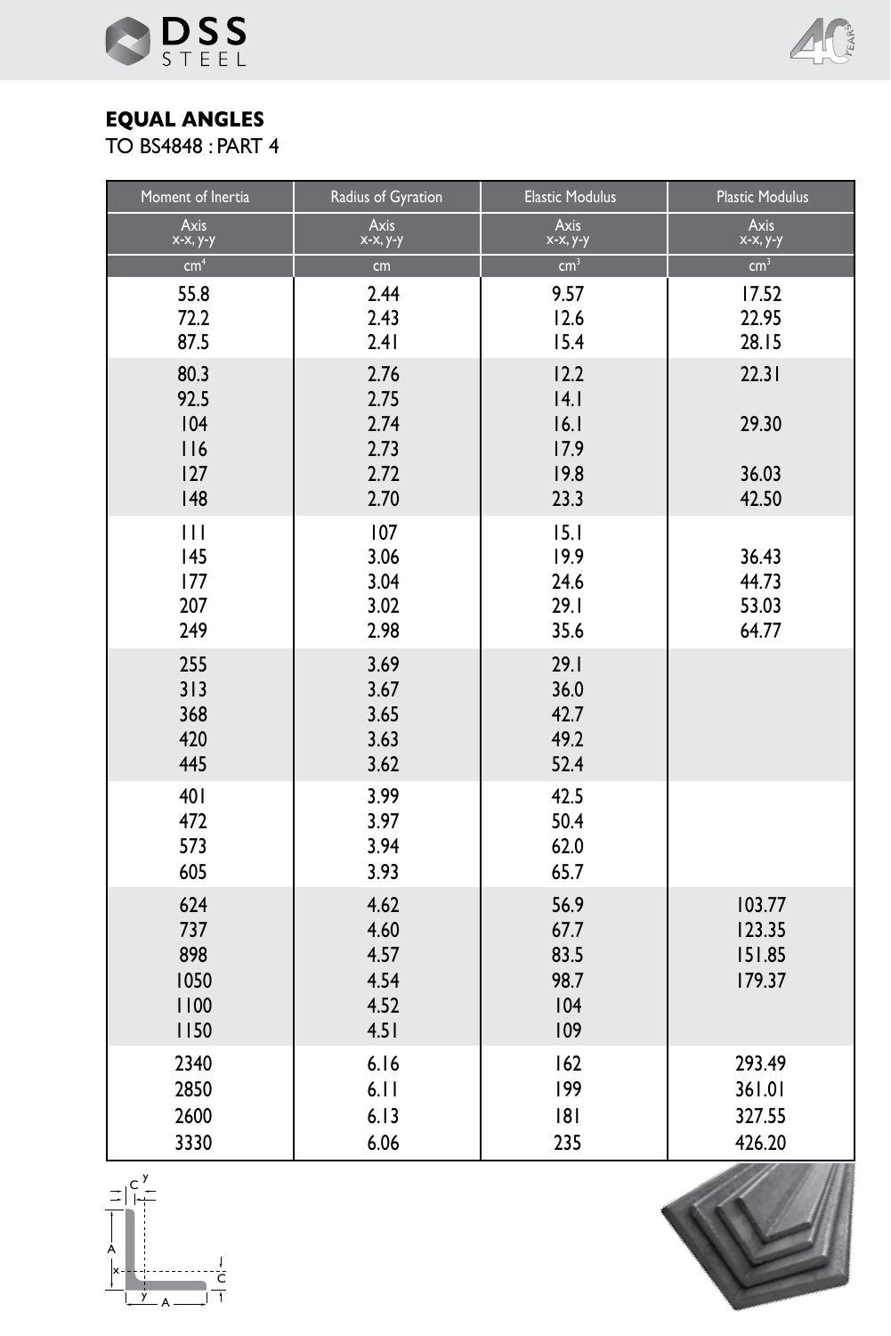# EQUAL ANGLES

TO BS4848 : PART 4

| Moment of Inertia | Radius of Gyration | Elastic Modulus | Plastic Modulus |
|---|---|---|---|
| Axis x-x, y-y | Axis x-x, y-y | Axis x-x, y-y | Axis x-x, y-y |
| $cm^4$ | cm | $cm^3$ | $cm^3$ |
| 55.8 | 2.44 | 9.57 | 17.52 |
| 72.2 | 2.43 | 12.6 | 22.95 |
| 87.5 | 2.41 | 15.4 | 28.15 |
| 80.3 | 2.76 | 12.2 | 22.31 |
| 92.5 | 2.75 | 14.1 | |
| 104 | 2.74 | 16.1 | 29.30 |
| 116 | 2.73 | 17.9 | |
| 127 | 2.72 | 19.8 | 36.03 |
| 148 | 2.70 | 23.3 | 42.50 |
| 111 | 107 | 15.1 | |
| 145 | 3.06 | 19.9 | 36.43 |
| 177 | 3.04 | 24.6 | 44.73 |
| 207 | 3.02 | 29.1 | 53.03 |
| 249 | 2.98 | 35.6 | 64.77 |
| 255 | 3.69 | 29.1 | |
| 313 | 3.67 | 36.0 | |
| 368 | 3.65 | 42.7 | |
| 420 | 3.63 | 49.2 | |
| 445 | 3.62 | 52.4 | |
| 401 | 3.99 | 42.5 | |
| 472 | 3.97 | 50.4 | |
| 573 | 3.94 | 62.0 | |
| 605 | 3.93 | 65.7 | |
| 624 | 4.62 | 56.9 | 103.77 |
| 737 | 4.60 | 67.7 | 123.35 |
| 898 | 4.57 | 83.5 | 151.85 |
| 1050 | 4.54 | 98.7 | 179.37 |
| 1100 | 4.52 | 104 | |
| 1150 | 4.51 | 109 | |
| 2340 | 6.16 | 162 | 293.49 |
| 2850 | 6.11 | 199 | 361.01 |
| 2600 | 6.13 | 181 | 327.55 |
| 3330 | 6.06 | 235 | 426.20 |